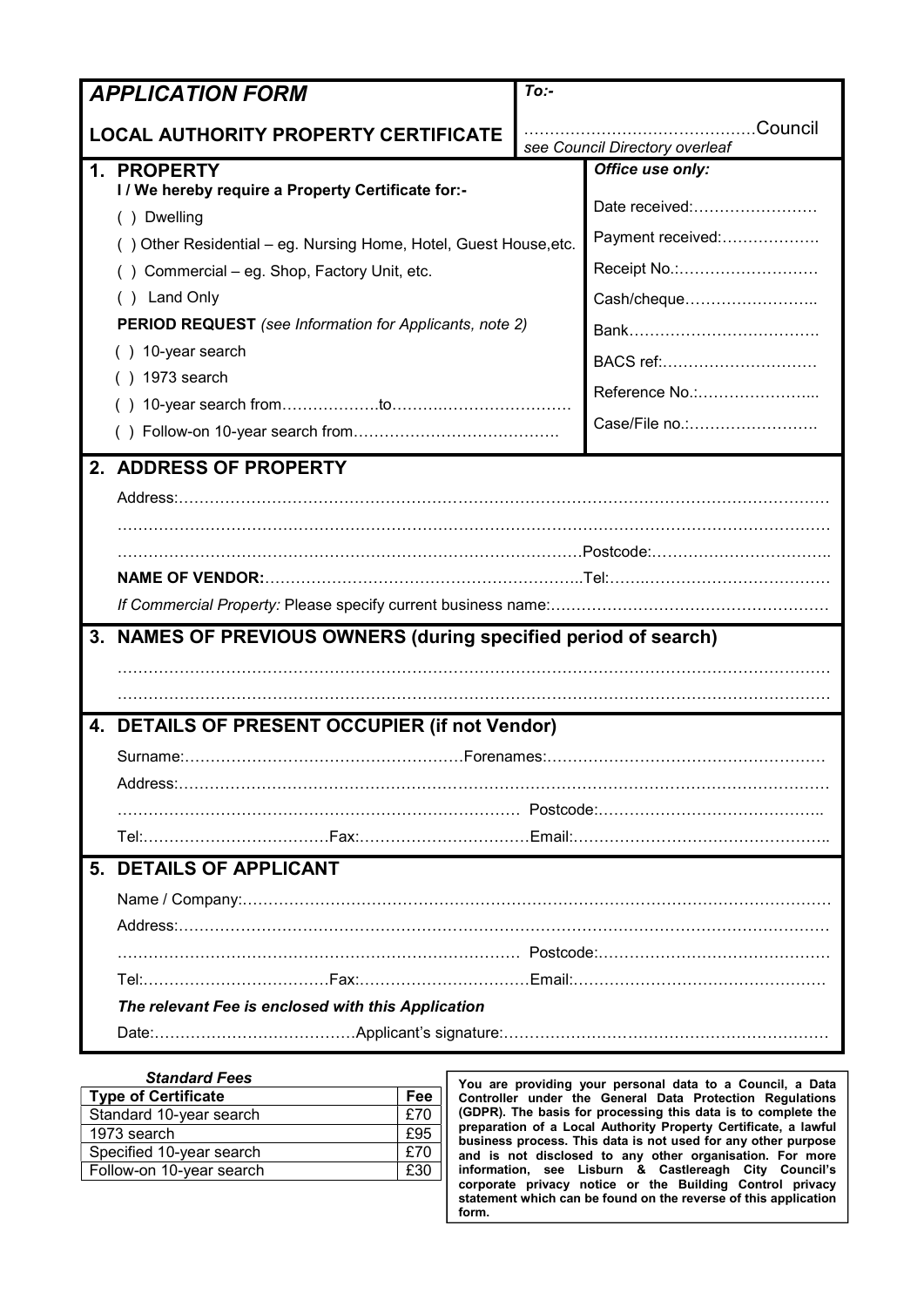# APPLICATION FORM

**LOCAL AUTHORITY PROPERTY CERTIFICATE**

*To:-*

……………………………………Council
*see Council Directory overleaf*

## 1. PROPERTY

**I / We hereby require a Property Certificate for:-**

( ) Dwelling

( ) Other Residential – eg. Nursing Home, Hotel, Guest House,etc.

( ) Commercial – eg. Shop, Factory Unit, etc.

( ) Land Only

**PERIOD REQUEST** *(see Information for Applicants, note 2)*

( ) 10-year search

( ) 1973 search

( ) 10-year search from……………….to……………………………

( ) Follow-on 10-year search from………………………………….

***Office use only:***

Date received:……………………

Payment received:……………….

Receipt No.:………………………

Cash/cheque……………………..

Bank……………………………….

BACS ref:…………………………

Reference No.:…………………...

Case/File no.:…………………….

## 2. ADDRESS OF PROPERTY

Address:……………………………………………………………………………………………………………

……………………………………………………………………………………………………………………

……………………………………………………………………………Postcode:……………………………..

**NAME OF VENDOR:**……………………………………………………..Tel:……………………………………

*If Commercial Property:* Please specify current business name:………………………………………………

## 3. NAMES OF PREVIOUS OWNERS (during specified period of search)

……………………………………………………………………………………………………………………

……………………………………………………………………………………………………………………

## 4. DETAILS OF PRESENT OCCUPIER (if not Vendor)

Surname:………………………………………………Forenames:………………………………………………

Address:……………………………………………………………………………………………………………

………………………………………………………………… Postcode:……………………………………..

Tel:………………………………Fax:……………………………Email:…………………………………………..

## 5. DETAILS OF APPLICANT

Name / Company:…………………………………………………………………………………………………

Address:……………………………………………………………………………………………………………

………………………………………………………………… Postcode:………………………………………

Tel:………………………………Fax:……………………………Email:…………………………………………

***The relevant Fee is enclosed with this Application***

Date:…………………………………Applicant's signature:………………………………………………………

***Standard Fees***

| Type of Certificate | Fee |
|---|---|
| Standard 10-year search | £70 |
| 1973 search | £95 |
| Specified 10-year search | £70 |
| Follow-on 10-year search | £30 |

**You are providing your personal data to a Council, a Data Controller under the General Data Protection Regulations (GDPR). The basis for processing this data is to complete the preparation of a Local Authority Property Certificate, a lawful business process. This data is not used for any other purpose and is not disclosed to any other organisation. For more information, see Lisburn & Castlereagh City Council's corporate privacy notice or the Building Control privacy statement which can be found on the reverse of this application form.**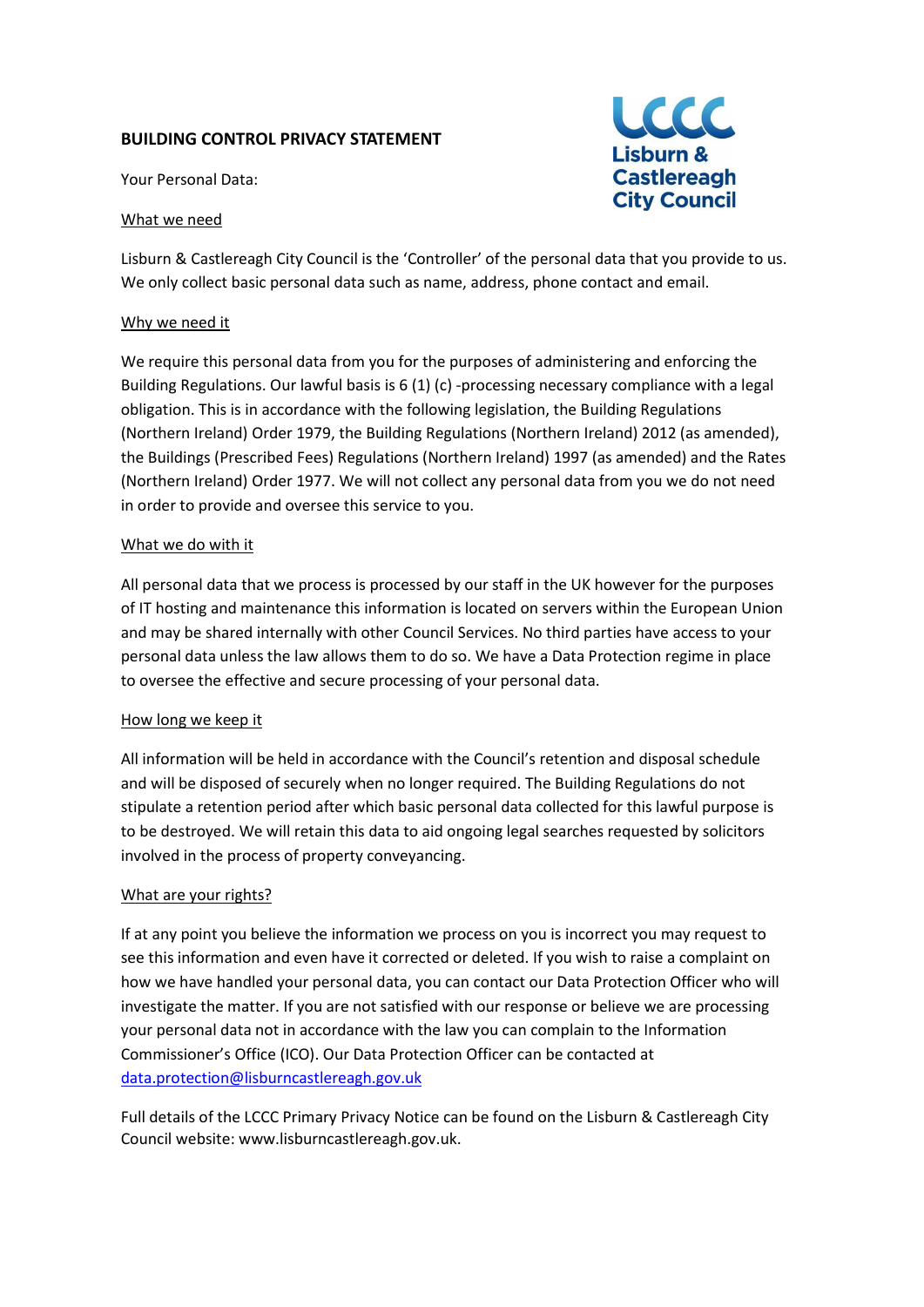# BUILDING CONTROL PRIVACY STATEMENT

Lisburn & Castlereagh City Council

Your Personal Data:

## What we need

Lisburn & Castlereagh City Council is the 'Controller' of the personal data that you provide to us. We only collect basic personal data such as name, address, phone contact and email.

## Why we need it

We require this personal data from you for the purposes of administering and enforcing the Building Regulations. Our lawful basis is 6 (1) (c) -processing necessary compliance with a legal obligation. This is in accordance with the following legislation, the Building Regulations (Northern Ireland) Order 1979, the Building Regulations (Northern Ireland) 2012 (as amended), the Buildings (Prescribed Fees) Regulations (Northern Ireland) 1997 (as amended) and the Rates (Northern Ireland) Order 1977. We will not collect any personal data from you we do not need in order to provide and oversee this service to you.

## What we do with it

All personal data that we process is processed by our staff in the UK however for the purposes of IT hosting and maintenance this information is located on servers within the European Union and may be shared internally with other Council Services. No third parties have access to your personal data unless the law allows them to do so. We have a Data Protection regime in place to oversee the effective and secure processing of your personal data.

## How long we keep it

All information will be held in accordance with the Council's retention and disposal schedule and will be disposed of securely when no longer required. The Building Regulations do not stipulate a retention period after which basic personal data collected for this lawful purpose is to be destroyed. We will retain this data to aid ongoing legal searches requested by solicitors involved in the process of property conveyancing.

## What are your rights?

If at any point you believe the information we process on you is incorrect you may request to see this information and even have it corrected or deleted. If you wish to raise a complaint on how we have handled your personal data, you can contact our Data Protection Officer who will investigate the matter. If you are not satisfied with our response or believe we are processing your personal data not in accordance with the law you can complain to the Information Commissioner's Office (ICO). Our Data Protection Officer can be contacted at data.protection@lisburncastlereagh.gov.uk

Full details of the LCCC Primary Privacy Notice can be found on the Lisburn & Castlereagh City Council website: www.lisburncastlereagh.gov.uk.